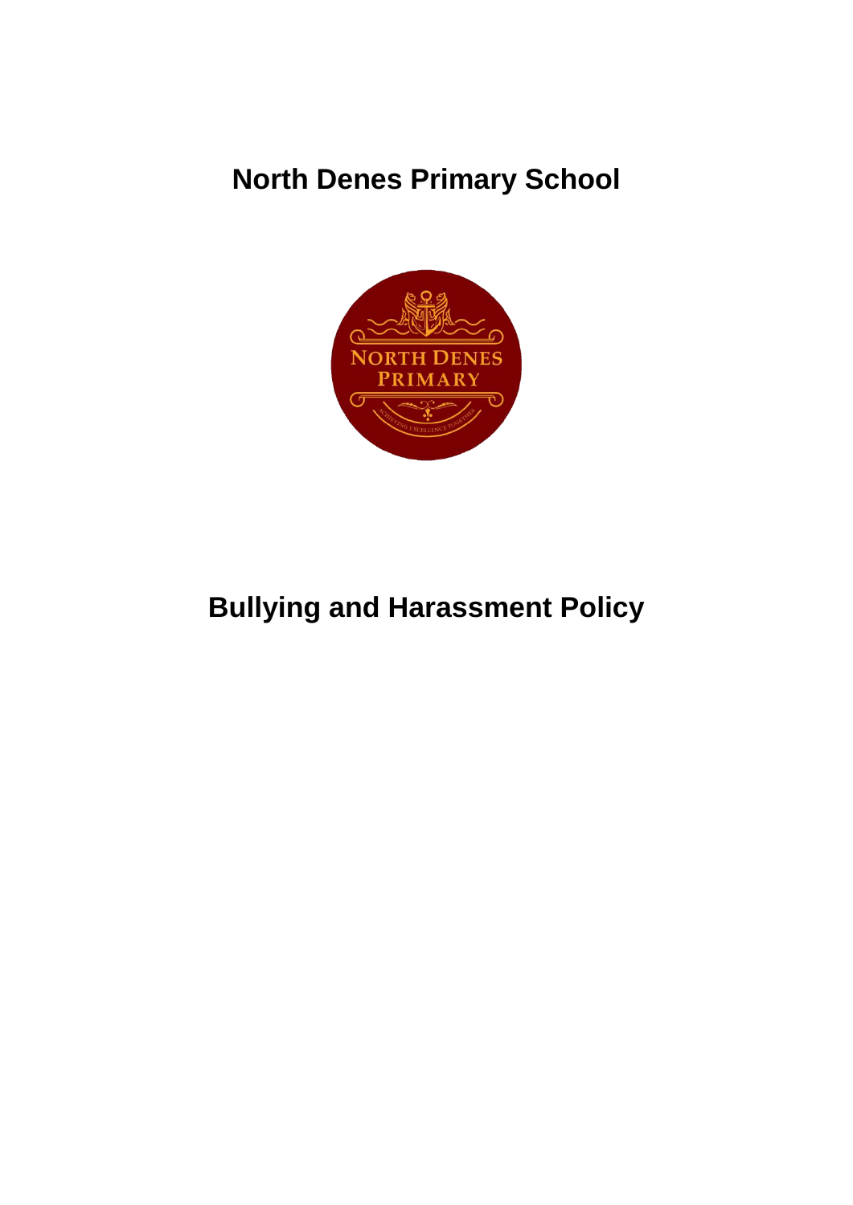# North Denes Primary School

# Bullying and Harassment Policy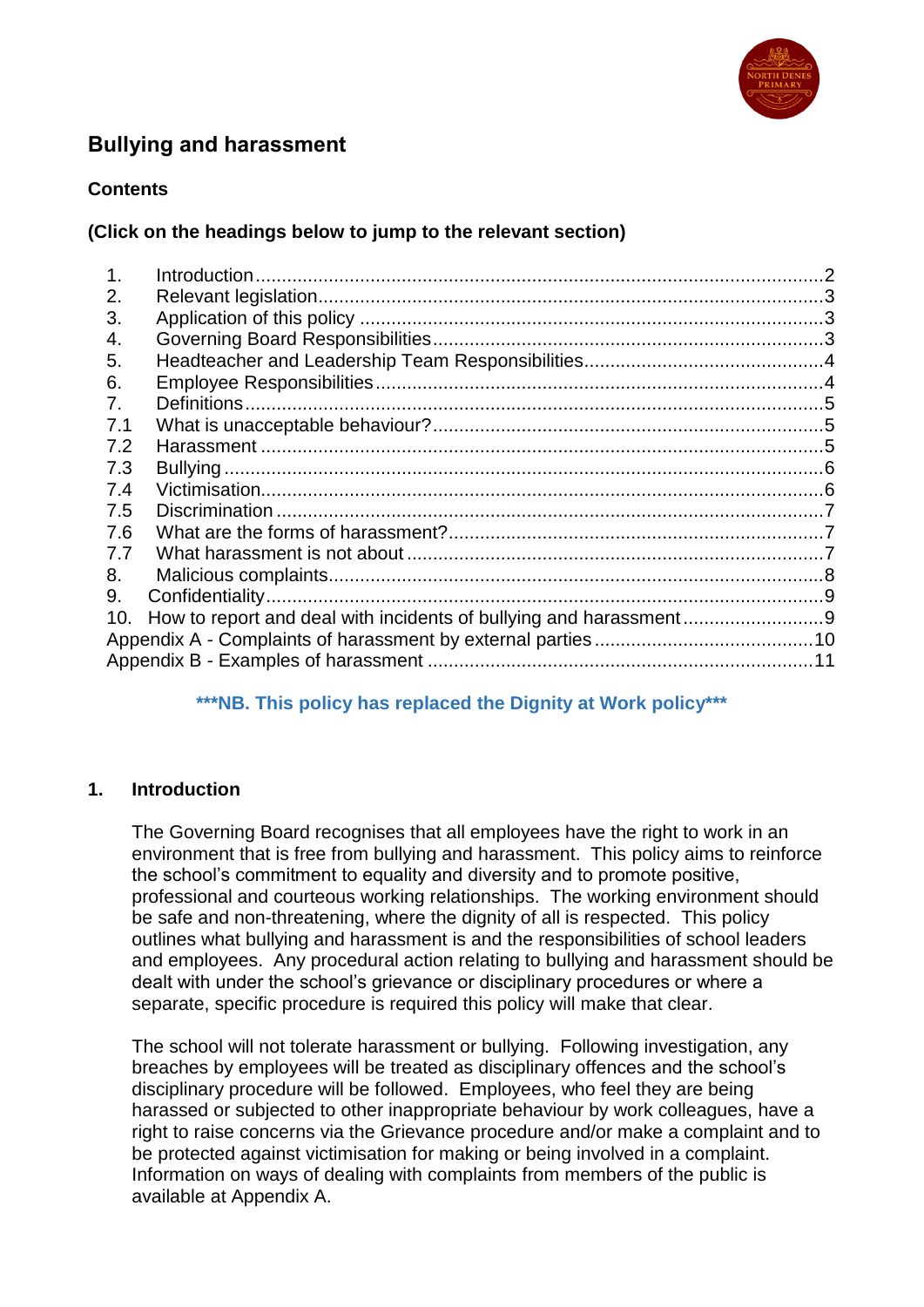## Bullying and harassment

**Contents**

**(Click on the headings below to jump to the relevant section)**

| | | |
|---|---|---|
| 1. | Introduction | 2 |
| 2. | Relevant legislation | 3 |
| 3. | Application of this policy | 3 |
| 4. | Governing Board Responsibilities | 3 |
| 5. | Headteacher and Leadership Team Responsibilities | 4 |
| 6. | Employee Responsibilities | 4 |
| 7. | Definitions | 5 |
| 7.1 | What is unacceptable behaviour? | 5 |
| 7.2 | Harassment | 5 |
| 7.3 | Bullying | 6 |
| 7.4 | Victimisation | 6 |
| 7.5 | Discrimination | 7 |
| 7.6 | What are the forms of harassment? | 7 |
| 7.7 | What harassment is not about | 7 |
| 8. | Malicious complaints | 8 |
| 9. | Confidentiality | 9 |
| 10. | How to report and deal with incidents of bullying and harassment | 9 |
| | Appendix A - Complaints of harassment by external parties | 10 |
| | Appendix B - Examples of harassment | 11 |

*****NB. This policy has replaced the Dignity at Work policy*****

### 1. Introduction

The Governing Board recognises that all employees have the right to work in an environment that is free from bullying and harassment. This policy aims to reinforce the school's commitment to equality and diversity and to promote positive, professional and courteous working relationships. The working environment should be safe and non-threatening, where the dignity of all is respected. This policy outlines what bullying and harassment is and the responsibilities of school leaders and employees. Any procedural action relating to bullying and harassment should be dealt with under the school's grievance or disciplinary procedures or where a separate, specific procedure is required this policy will make that clear.

The school will not tolerate harassment or bullying. Following investigation, any breaches by employees will be treated as disciplinary offences and the school's disciplinary procedure will be followed. Employees, who feel they are being harassed or subjected to other inappropriate behaviour by work colleagues, have a right to raise concerns via the Grievance procedure and/or make a complaint and to be protected against victimisation for making or being involved in a complaint. Information on ways of dealing with complaints from members of the public is available at Appendix A.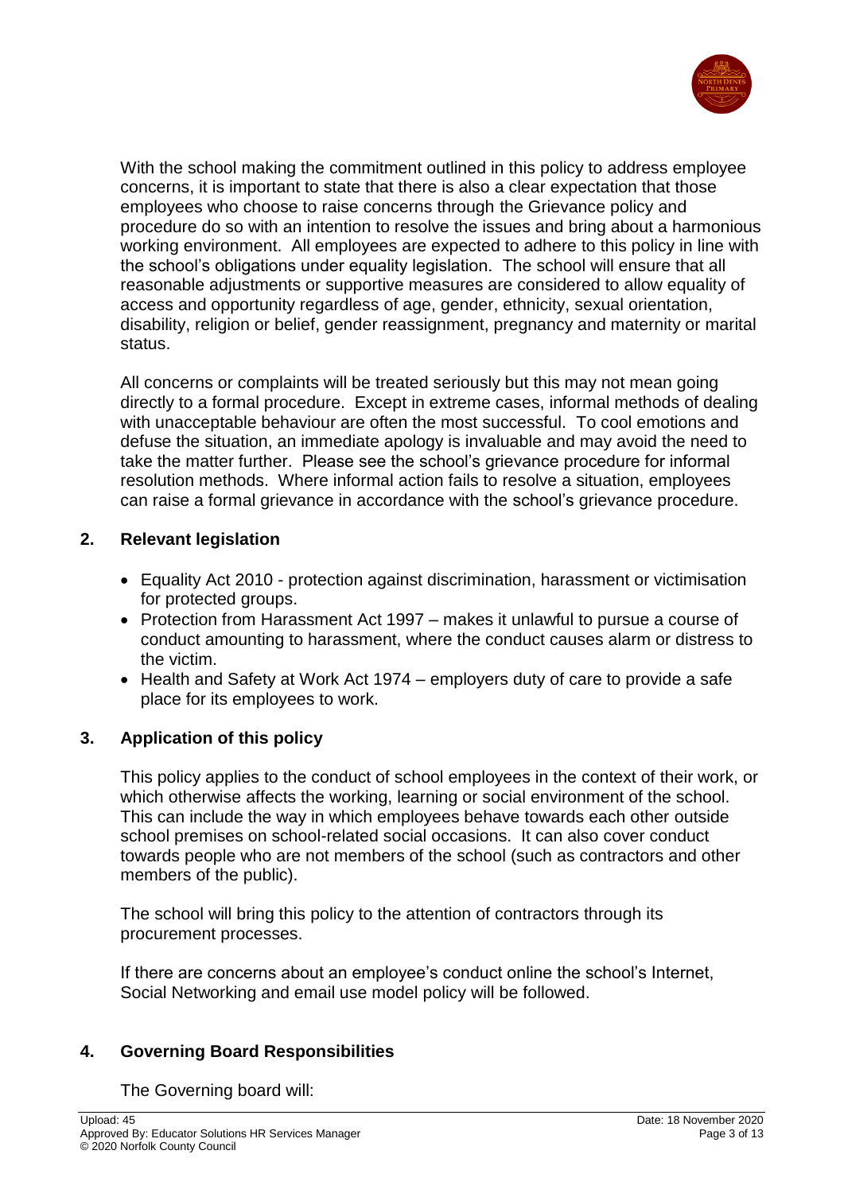With the school making the commitment outlined in this policy to address employee concerns, it is important to state that there is also a clear expectation that those employees who choose to raise concerns through the Grievance policy and procedure do so with an intention to resolve the issues and bring about a harmonious working environment. All employees are expected to adhere to this policy in line with the school's obligations under equality legislation. The school will ensure that all reasonable adjustments or supportive measures are considered to allow equality of access and opportunity regardless of age, gender, ethnicity, sexual orientation, disability, religion or belief, gender reassignment, pregnancy and maternity or marital status.

All concerns or complaints will be treated seriously but this may not mean going directly to a formal procedure. Except in extreme cases, informal methods of dealing with unacceptable behaviour are often the most successful. To cool emotions and defuse the situation, an immediate apology is invaluable and may avoid the need to take the matter further. Please see the school's grievance procedure for informal resolution methods. Where informal action fails to resolve a situation, employees can raise a formal grievance in accordance with the school's grievance procedure.

## 2. Relevant legislation

- Equality Act 2010 - protection against discrimination, harassment or victimisation for protected groups.
- Protection from Harassment Act 1997 – makes it unlawful to pursue a course of conduct amounting to harassment, where the conduct causes alarm or distress to the victim.
- Health and Safety at Work Act 1974 – employers duty of care to provide a safe place for its employees to work.

## 3. Application of this policy

This policy applies to the conduct of school employees in the context of their work, or which otherwise affects the working, learning or social environment of the school. This can include the way in which employees behave towards each other outside school premises on school-related social occasions. It can also cover conduct towards people who are not members of the school (such as contractors and other members of the public).

The school will bring this policy to the attention of contractors through its procurement processes.

If there are concerns about an employee's conduct online the school's Internet, Social Networking and email use model policy will be followed.

## 4. Governing Board Responsibilities

The Governing board will: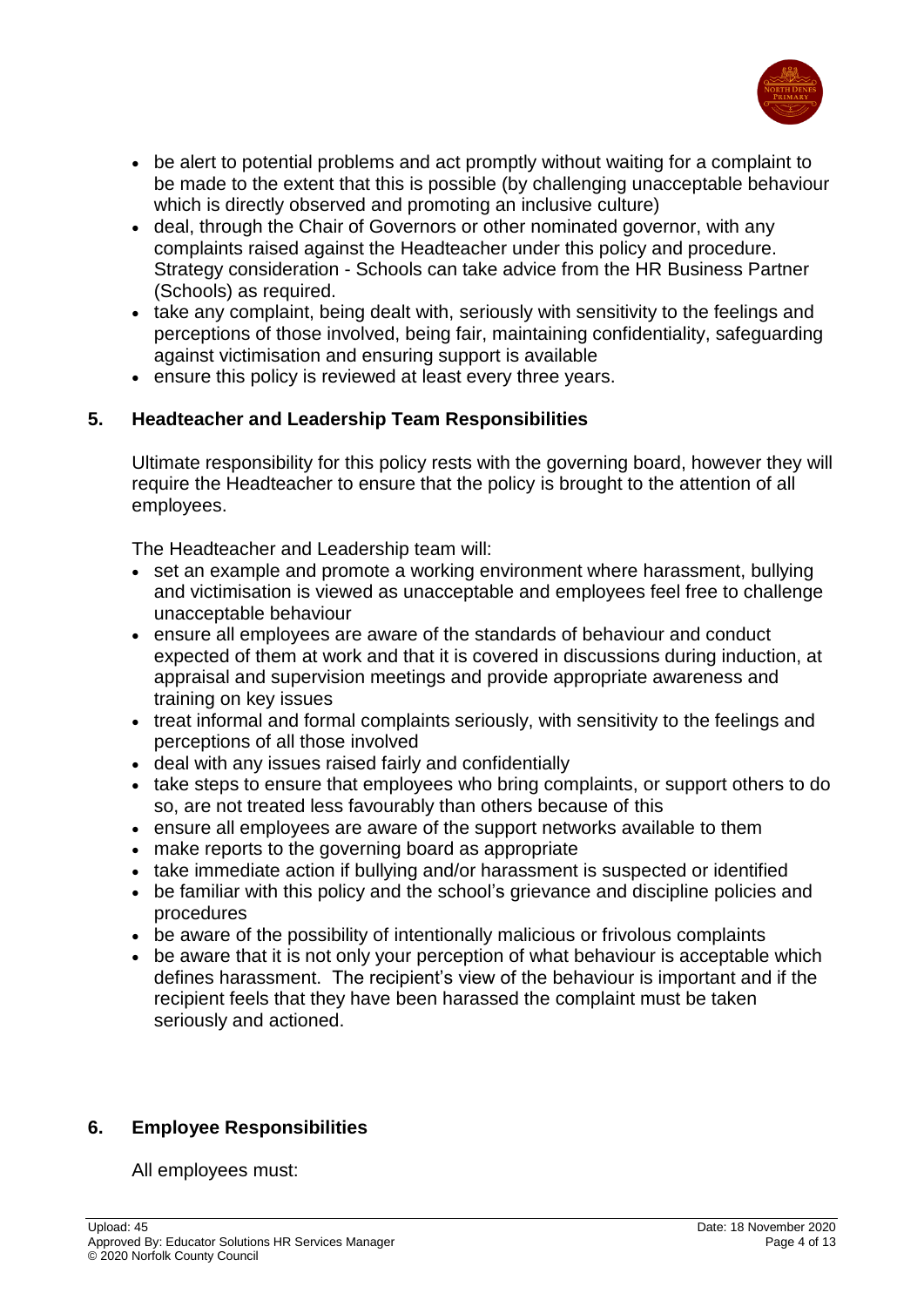- be alert to potential problems and act promptly without waiting for a complaint to be made to the extent that this is possible (by challenging unacceptable behaviour which is directly observed and promoting an inclusive culture)
- deal, through the Chair of Governors or other nominated governor, with any complaints raised against the Headteacher under this policy and procedure. Strategy consideration - Schools can take advice from the HR Business Partner (Schools) as required.
- take any complaint, being dealt with, seriously with sensitivity to the feelings and perceptions of those involved, being fair, maintaining confidentiality, safeguarding against victimisation and ensuring support is available
- ensure this policy is reviewed at least every three years.

## 5. Headteacher and Leadership Team Responsibilities

Ultimate responsibility for this policy rests with the governing board, however they will require the Headteacher to ensure that the policy is brought to the attention of all employees.

The Headteacher and Leadership team will:

- set an example and promote a working environment where harassment, bullying and victimisation is viewed as unacceptable and employees feel free to challenge unacceptable behaviour
- ensure all employees are aware of the standards of behaviour and conduct expected of them at work and that it is covered in discussions during induction, at appraisal and supervision meetings and provide appropriate awareness and training on key issues
- treat informal and formal complaints seriously, with sensitivity to the feelings and perceptions of all those involved
- deal with any issues raised fairly and confidentially
- take steps to ensure that employees who bring complaints, or support others to do so, are not treated less favourably than others because of this
- ensure all employees are aware of the support networks available to them
- make reports to the governing board as appropriate
- take immediate action if bullying and/or harassment is suspected or identified
- be familiar with this policy and the school's grievance and discipline policies and procedures
- be aware of the possibility of intentionally malicious or frivolous complaints
- be aware that it is not only your perception of what behaviour is acceptable which defines harassment. The recipient's view of the behaviour is important and if the recipient feels that they have been harassed the complaint must be taken seriously and actioned.

## 6. Employee Responsibilities

All employees must: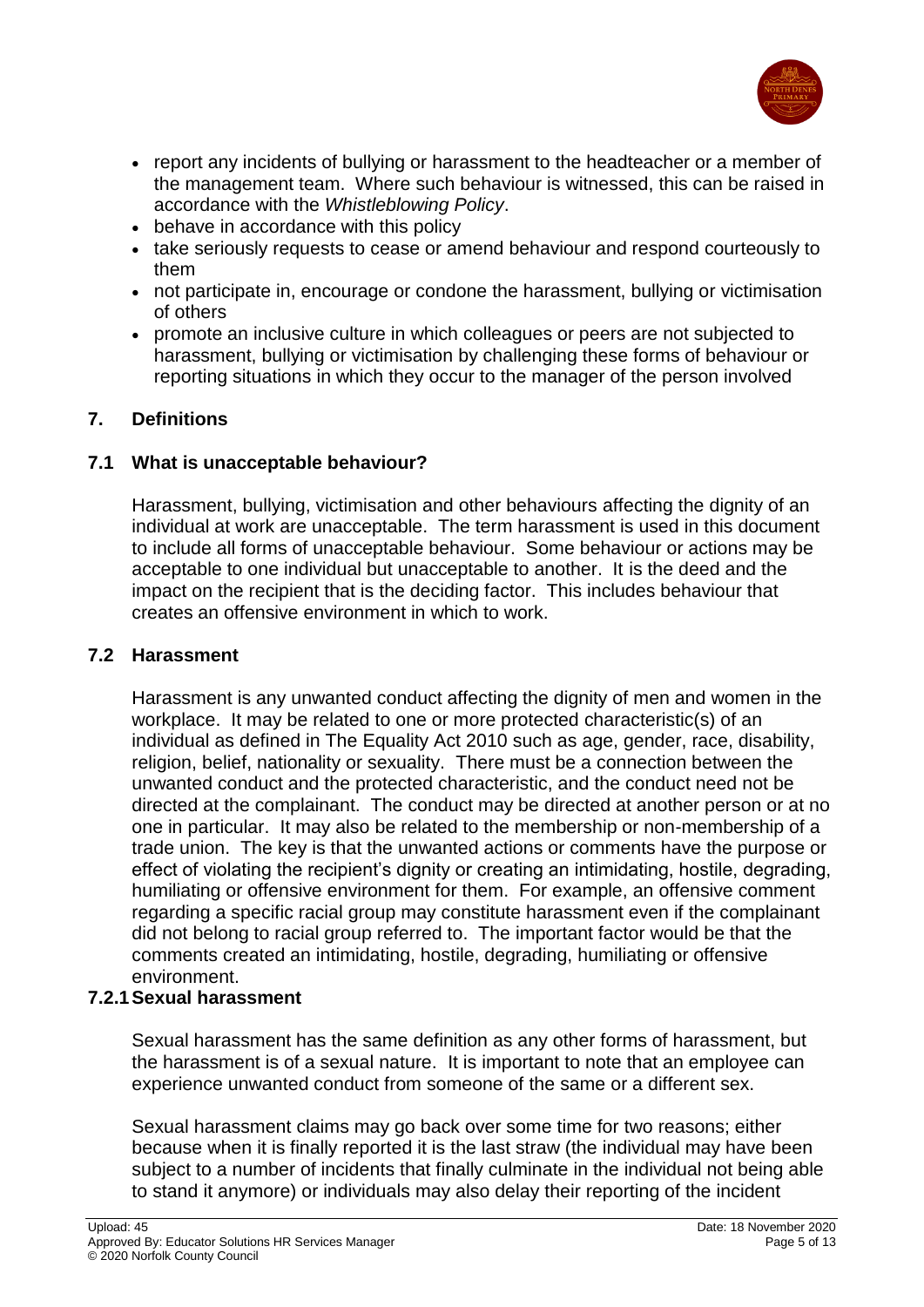- report any incidents of bullying or harassment to the headteacher or a member of the management team. Where such behaviour is witnessed, this can be raised in accordance with the *Whistleblowing Policy*.
- behave in accordance with this policy
- take seriously requests to cease or amend behaviour and respond courteously to them
- not participate in, encourage or condone the harassment, bullying or victimisation of others
- promote an inclusive culture in which colleagues or peers are not subjected to harassment, bullying or victimisation by challenging these forms of behaviour or reporting situations in which they occur to the manager of the person involved

## 7. Definitions

### 7.1 What is unacceptable behaviour?

Harassment, bullying, victimisation and other behaviours affecting the dignity of an individual at work are unacceptable. The term harassment is used in this document to include all forms of unacceptable behaviour. Some behaviour or actions may be acceptable to one individual but unacceptable to another. It is the deed and the impact on the recipient that is the deciding factor. This includes behaviour that creates an offensive environment in which to work.

### 7.2 Harassment

Harassment is any unwanted conduct affecting the dignity of men and women in the workplace. It may be related to one or more protected characteristic(s) of an individual as defined in The Equality Act 2010 such as age, gender, race, disability, religion, belief, nationality or sexuality. There must be a connection between the unwanted conduct and the protected characteristic, and the conduct need not be directed at the complainant. The conduct may be directed at another person or at no one in particular. It may also be related to the membership or non-membership of a trade union. The key is that the unwanted actions or comments have the purpose or effect of violating the recipient's dignity or creating an intimidating, hostile, degrading, humiliating or offensive environment for them. For example, an offensive comment regarding a specific racial group may constitute harassment even if the complainant did not belong to racial group referred to. The important factor would be that the comments created an intimidating, hostile, degrading, humiliating or offensive environment.

#### 7.2.1 Sexual harassment

Sexual harassment has the same definition as any other forms of harassment, but the harassment is of a sexual nature. It is important to note that an employee can experience unwanted conduct from someone of the same or a different sex.

Sexual harassment claims may go back over some time for two reasons; either because when it is finally reported it is the last straw (the individual may have been subject to a number of incidents that finally culminate in the individual not being able to stand it anymore) or individuals may also delay their reporting of the incident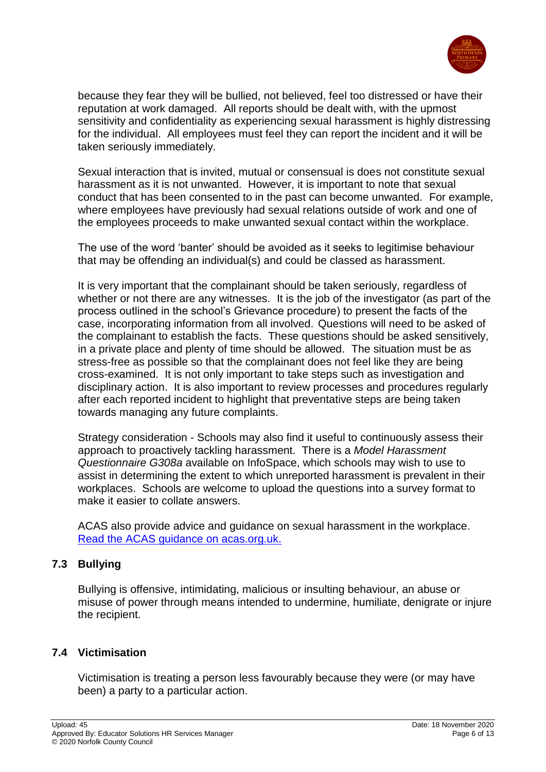because they fear they will be bullied, not believed, feel too distressed or have their reputation at work damaged. All reports should be dealt with, with the upmost sensitivity and confidentiality as experiencing sexual harassment is highly distressing for the individual. All employees must feel they can report the incident and it will be taken seriously immediately.

Sexual interaction that is invited, mutual or consensual is does not constitute sexual harassment as it is not unwanted. However, it is important to note that sexual conduct that has been consented to in the past can become unwanted. For example, where employees have previously had sexual relations outside of work and one of the employees proceeds to make unwanted sexual contact within the workplace.

The use of the word 'banter' should be avoided as it seeks to legitimise behaviour that may be offending an individual(s) and could be classed as harassment.

It is very important that the complainant should be taken seriously, regardless of whether or not there are any witnesses. It is the job of the investigator (as part of the process outlined in the school's Grievance procedure) to present the facts of the case, incorporating information from all involved. Questions will need to be asked of the complainant to establish the facts. These questions should be asked sensitively, in a private place and plenty of time should be allowed. The situation must be as stress-free as possible so that the complainant does not feel like they are being cross-examined. It is not only important to take steps such as investigation and disciplinary action. It is also important to review processes and procedures regularly after each reported incident to highlight that preventative steps are being taken towards managing any future complaints.

Strategy consideration - Schools may also find it useful to continuously assess their approach to proactively tackling harassment. There is a *Model Harassment Questionnaire G308a* available on InfoSpace, which schools may wish to use to assist in determining the extent to which unreported harassment is prevalent in their workplaces. Schools are welcome to upload the questions into a survey format to make it easier to collate answers.

ACAS also provide advice and guidance on sexual harassment in the workplace. [Read the ACAS guidance on acas.org.uk.](https://www.acas.org.uk)

### 7.3 Bullying

Bullying is offensive, intimidating, malicious or insulting behaviour, an abuse or misuse of power through means intended to undermine, humiliate, denigrate or injure the recipient.

### 7.4 Victimisation

Victimisation is treating a person less favourably because they were (or may have been) a party to a particular action.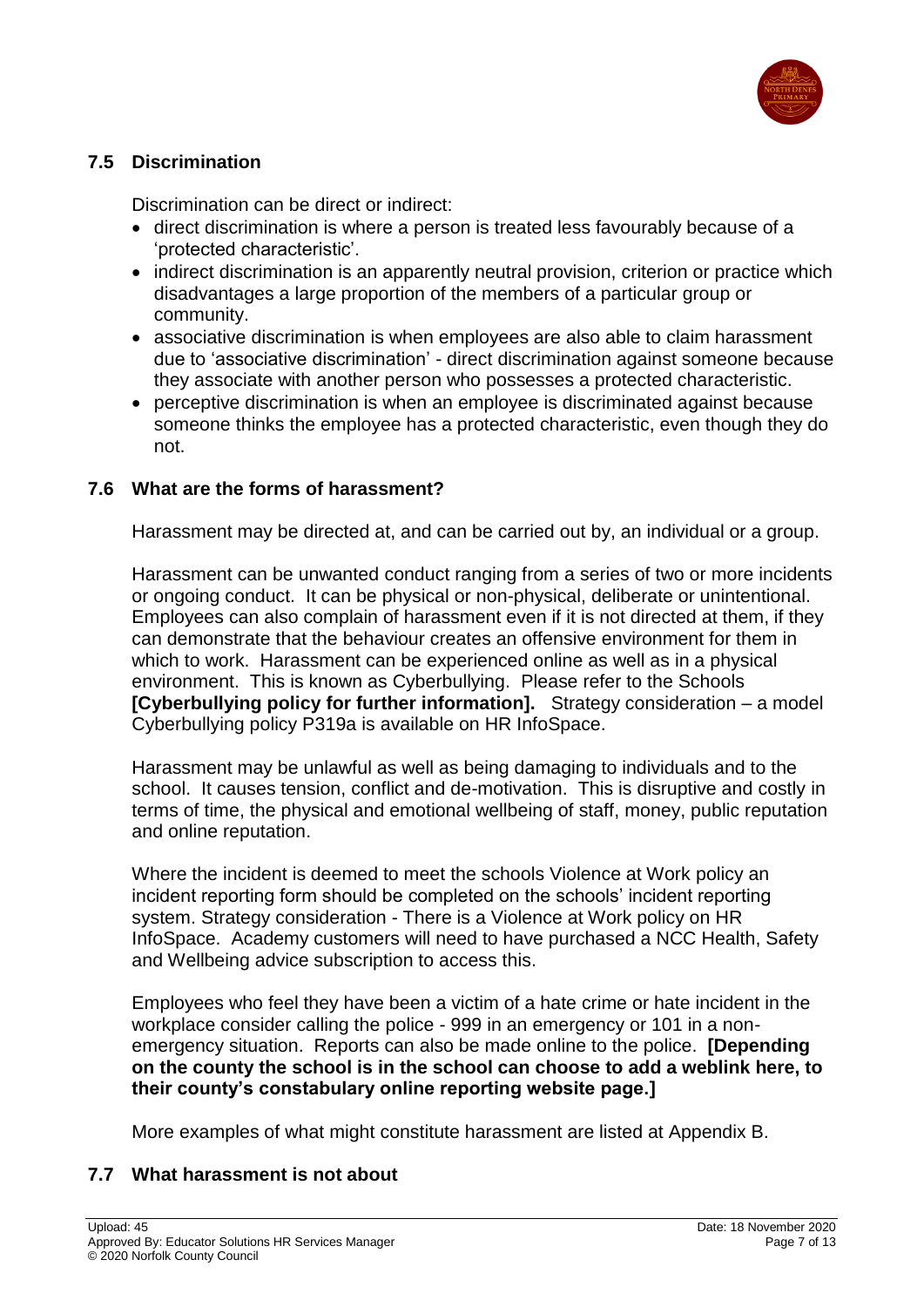## 7.5 Discrimination

Discrimination can be direct or indirect:

- direct discrimination is where a person is treated less favourably because of a 'protected characteristic'.
- indirect discrimination is an apparently neutral provision, criterion or practice which disadvantages a large proportion of the members of a particular group or community.
- associative discrimination is when employees are also able to claim harassment due to 'associative discrimination' - direct discrimination against someone because they associate with another person who possesses a protected characteristic.
- perceptive discrimination is when an employee is discriminated against because someone thinks the employee has a protected characteristic, even though they do not.

## 7.6 What are the forms of harassment?

Harassment may be directed at, and can be carried out by, an individual or a group.

Harassment can be unwanted conduct ranging from a series of two or more incidents or ongoing conduct. It can be physical or non-physical, deliberate or unintentional. Employees can also complain of harassment even if it is not directed at them, if they can demonstrate that the behaviour creates an offensive environment for them in which to work. Harassment can be experienced online as well as in a physical environment. This is known as Cyberbullying. Please refer to the Schools **[Cyberbullying policy for further information].** Strategy consideration – a model Cyberbullying policy P319a is available on HR InfoSpace.

Harassment may be unlawful as well as being damaging to individuals and to the school. It causes tension, conflict and de-motivation. This is disruptive and costly in terms of time, the physical and emotional wellbeing of staff, money, public reputation and online reputation.

Where the incident is deemed to meet the schools Violence at Work policy an incident reporting form should be completed on the schools' incident reporting system. Strategy consideration - There is a Violence at Work policy on HR InfoSpace. Academy customers will need to have purchased a NCC Health, Safety and Wellbeing advice subscription to access this.

Employees who feel they have been a victim of a hate crime or hate incident in the workplace consider calling the police - 999 in an emergency or 101 in a non-emergency situation. Reports can also be made online to the police. **[Depending on the county the school is in the school can choose to add a weblink here, to their county's constabulary online reporting website page.]**

More examples of what might constitute harassment are listed at Appendix B.

## 7.7 What harassment is not about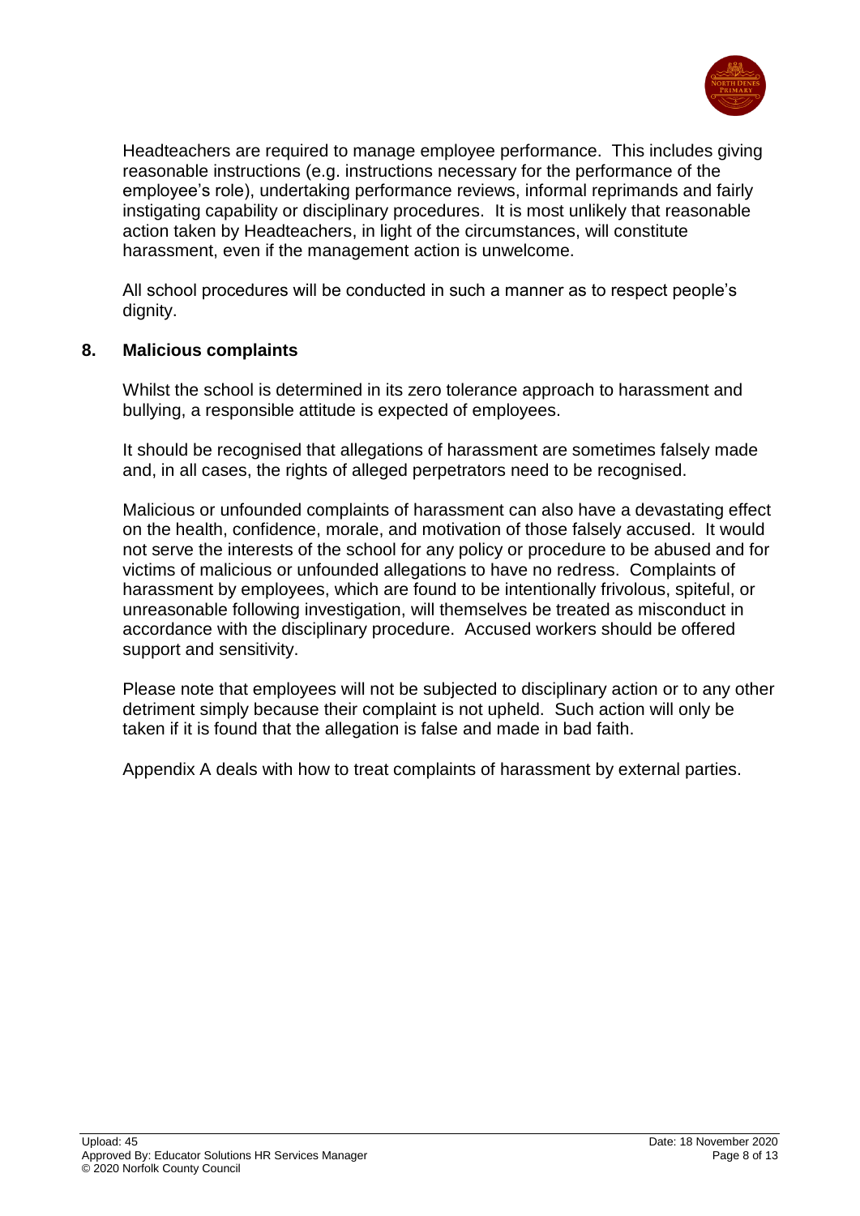Headteachers are required to manage employee performance. This includes giving reasonable instructions (e.g. instructions necessary for the performance of the employee's role), undertaking performance reviews, informal reprimands and fairly instigating capability or disciplinary procedures. It is most unlikely that reasonable action taken by Headteachers, in light of the circumstances, will constitute harassment, even if the management action is unwelcome.

All school procedures will be conducted in such a manner as to respect people's dignity.

## 8. Malicious complaints

Whilst the school is determined in its zero tolerance approach to harassment and bullying, a responsible attitude is expected of employees.

It should be recognised that allegations of harassment are sometimes falsely made and, in all cases, the rights of alleged perpetrators need to be recognised.

Malicious or unfounded complaints of harassment can also have a devastating effect on the health, confidence, morale, and motivation of those falsely accused. It would not serve the interests of the school for any policy or procedure to be abused and for victims of malicious or unfounded allegations to have no redress. Complaints of harassment by employees, which are found to be intentionally frivolous, spiteful, or unreasonable following investigation, will themselves be treated as misconduct in accordance with the disciplinary procedure. Accused workers should be offered support and sensitivity.

Please note that employees will not be subjected to disciplinary action or to any other detriment simply because their complaint is not upheld. Such action will only be taken if it is found that the allegation is false and made in bad faith.

Appendix A deals with how to treat complaints of harassment by external parties.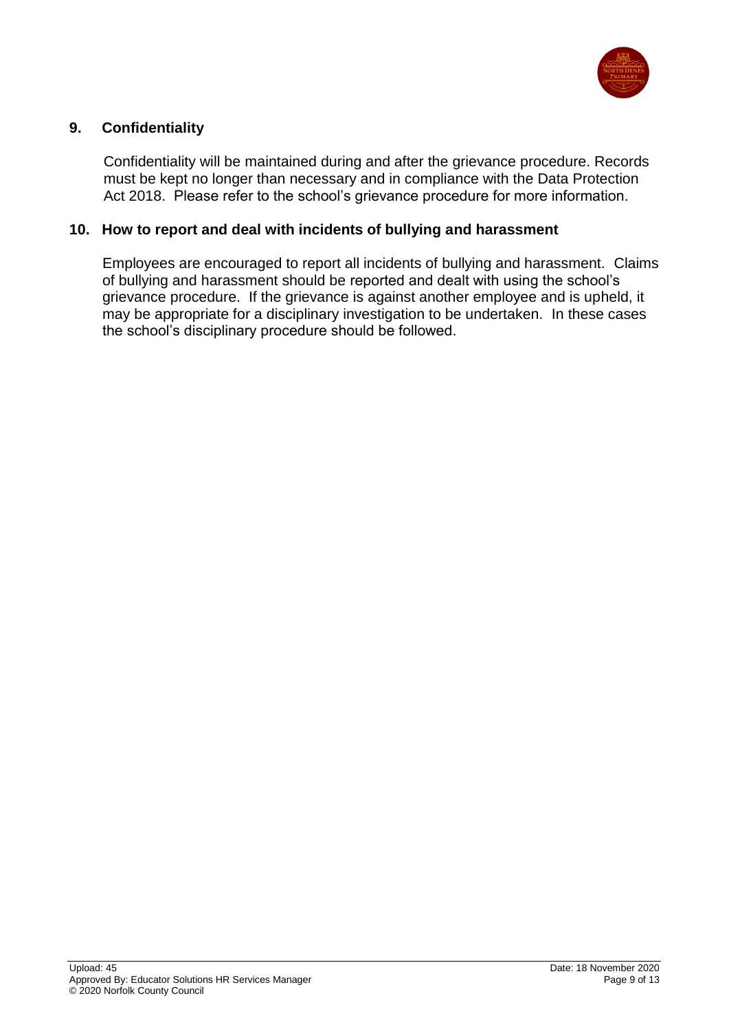## 9. Confidentiality

Confidentiality will be maintained during and after the grievance procedure. Records must be kept no longer than necessary and in compliance with the Data Protection Act 2018. Please refer to the school's grievance procedure for more information.

## 10. How to report and deal with incidents of bullying and harassment

Employees are encouraged to report all incidents of bullying and harassment. Claims of bullying and harassment should be reported and dealt with using the school's grievance procedure. If the grievance is against another employee and is upheld, it may be appropriate for a disciplinary investigation to be undertaken. In these cases the school's disciplinary procedure should be followed.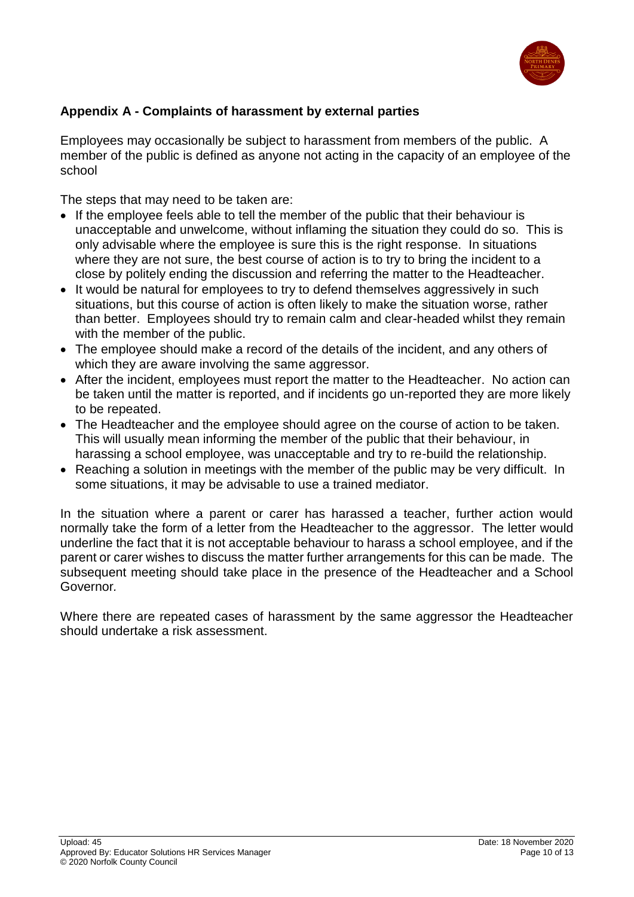## Appendix A - Complaints of harassment by external parties

Employees may occasionally be subject to harassment from members of the public. A member of the public is defined as anyone not acting in the capacity of an employee of the school

The steps that may need to be taken are:

- If the employee feels able to tell the member of the public that their behaviour is unacceptable and unwelcome, without inflaming the situation they could do so. This is only advisable where the employee is sure this is the right response. In situations where they are not sure, the best course of action is to try to bring the incident to a close by politely ending the discussion and referring the matter to the Headteacher.
- It would be natural for employees to try to defend themselves aggressively in such situations, but this course of action is often likely to make the situation worse, rather than better. Employees should try to remain calm and clear-headed whilst they remain with the member of the public.
- The employee should make a record of the details of the incident, and any others of which they are aware involving the same aggressor.
- After the incident, employees must report the matter to the Headteacher. No action can be taken until the matter is reported, and if incidents go un-reported they are more likely to be repeated.
- The Headteacher and the employee should agree on the course of action to be taken. This will usually mean informing the member of the public that their behaviour, in harassing a school employee, was unacceptable and try to re-build the relationship.
- Reaching a solution in meetings with the member of the public may be very difficult. In some situations, it may be advisable to use a trained mediator.

In the situation where a parent or carer has harassed a teacher, further action would normally take the form of a letter from the Headteacher to the aggressor. The letter would underline the fact that it is not acceptable behaviour to harass a school employee, and if the parent or carer wishes to discuss the matter further arrangements for this can be made. The subsequent meeting should take place in the presence of the Headteacher and a School Governor.

Where there are repeated cases of harassment by the same aggressor the Headteacher should undertake a risk assessment.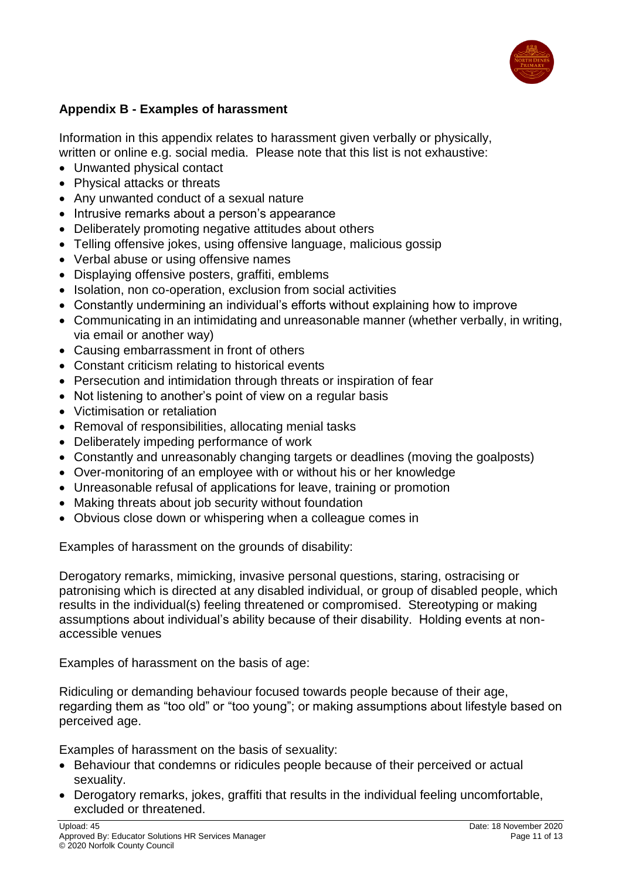## Appendix B - Examples of harassment

Information in this appendix relates to harassment given verbally or physically, written or online e.g. social media. Please note that this list is not exhaustive:

- Unwanted physical contact
- Physical attacks or threats
- Any unwanted conduct of a sexual nature
- Intrusive remarks about a person's appearance
- Deliberately promoting negative attitudes about others
- Telling offensive jokes, using offensive language, malicious gossip
- Verbal abuse or using offensive names
- Displaying offensive posters, graffiti, emblems
- Isolation, non co-operation, exclusion from social activities
- Constantly undermining an individual's efforts without explaining how to improve
- Communicating in an intimidating and unreasonable manner (whether verbally, in writing, via email or another way)
- Causing embarrassment in front of others
- Constant criticism relating to historical events
- Persecution and intimidation through threats or inspiration of fear
- Not listening to another's point of view on a regular basis
- Victimisation or retaliation
- Removal of responsibilities, allocating menial tasks
- Deliberately impeding performance of work
- Constantly and unreasonably changing targets or deadlines (moving the goalposts)
- Over-monitoring of an employee with or without his or her knowledge
- Unreasonable refusal of applications for leave, training or promotion
- Making threats about job security without foundation
- Obvious close down or whispering when a colleague comes in

Examples of harassment on the grounds of disability:

Derogatory remarks, mimicking, invasive personal questions, staring, ostracising or patronising which is directed at any disabled individual, or group of disabled people, which results in the individual(s) feeling threatened or compromised. Stereotyping or making assumptions about individual's ability because of their disability. Holding events at non-accessible venues

Examples of harassment on the basis of age:

Ridiculing or demanding behaviour focused towards people because of their age, regarding them as "too old" or "too young"; or making assumptions about lifestyle based on perceived age.

Examples of harassment on the basis of sexuality:

- Behaviour that condemns or ridicules people because of their perceived or actual sexuality.
- Derogatory remarks, jokes, graffiti that results in the individual feeling uncomfortable, excluded or threatened.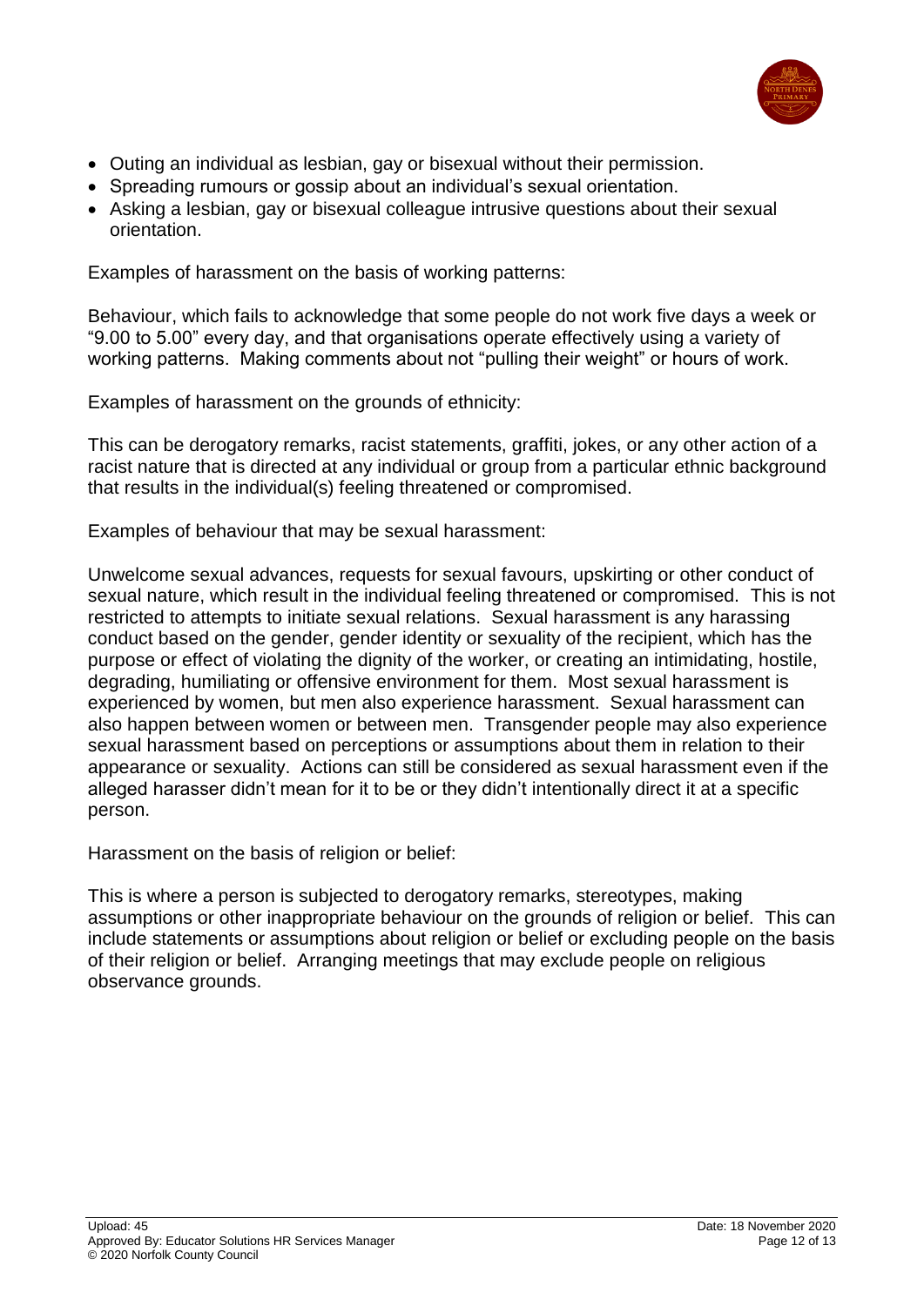- Outing an individual as lesbian, gay or bisexual without their permission.
- Spreading rumours or gossip about an individual's sexual orientation.
- Asking a lesbian, gay or bisexual colleague intrusive questions about their sexual orientation.

Examples of harassment on the basis of working patterns:

Behaviour, which fails to acknowledge that some people do not work five days a week or "9.00 to 5.00" every day, and that organisations operate effectively using a variety of working patterns. Making comments about not "pulling their weight" or hours of work.

Examples of harassment on the grounds of ethnicity:

This can be derogatory remarks, racist statements, graffiti, jokes, or any other action of a racist nature that is directed at any individual or group from a particular ethnic background that results in the individual(s) feeling threatened or compromised.

Examples of behaviour that may be sexual harassment:

Unwelcome sexual advances, requests for sexual favours, upskirting or other conduct of sexual nature, which result in the individual feeling threatened or compromised. This is not restricted to attempts to initiate sexual relations. Sexual harassment is any harassing conduct based on the gender, gender identity or sexuality of the recipient, which has the purpose or effect of violating the dignity of the worker, or creating an intimidating, hostile, degrading, humiliating or offensive environment for them. Most sexual harassment is experienced by women, but men also experience harassment. Sexual harassment can also happen between women or between men. Transgender people may also experience sexual harassment based on perceptions or assumptions about them in relation to their appearance or sexuality. Actions can still be considered as sexual harassment even if the alleged harasser didn't mean for it to be or they didn't intentionally direct it at a specific person.

Harassment on the basis of religion or belief:

This is where a person is subjected to derogatory remarks, stereotypes, making assumptions or other inappropriate behaviour on the grounds of religion or belief. This can include statements or assumptions about religion or belief or excluding people on the basis of their religion or belief. Arranging meetings that may exclude people on religious observance grounds.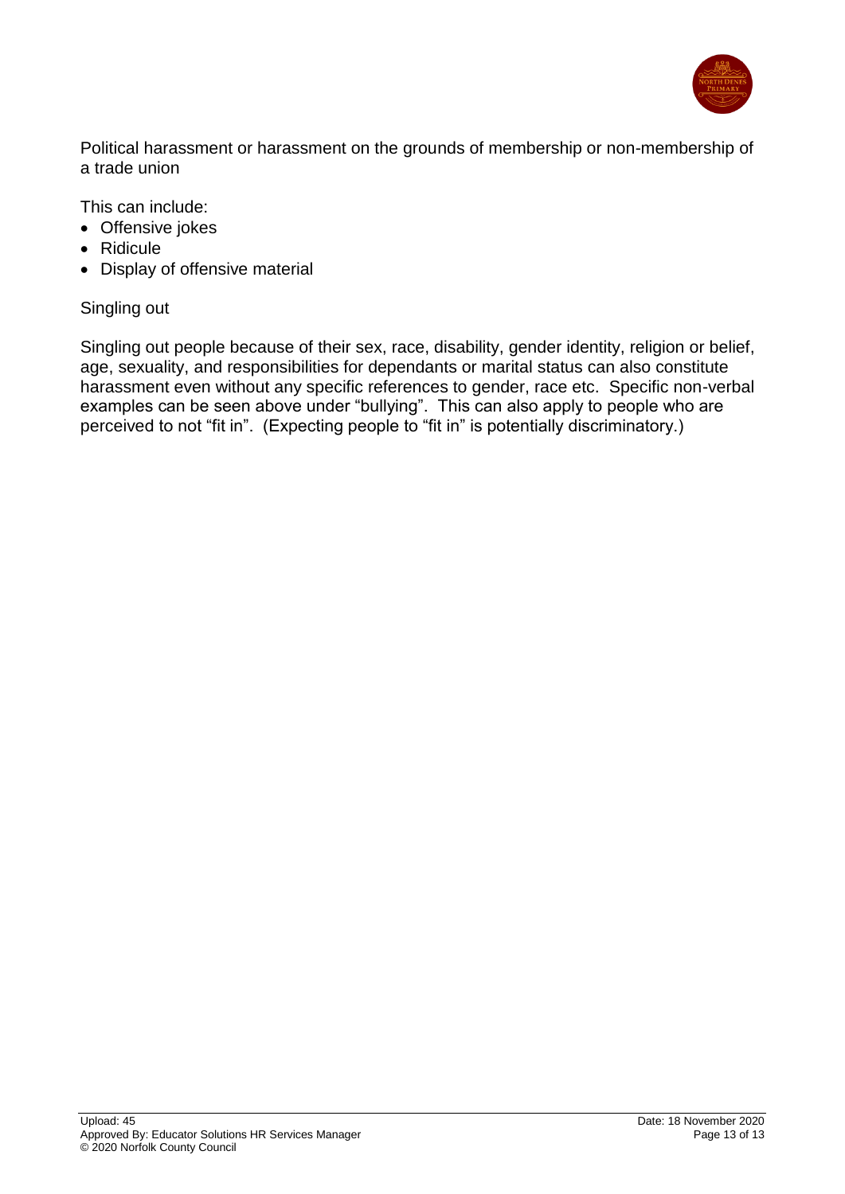Political harassment or harassment on the grounds of membership or non-membership of a trade union

This can include:

- Offensive jokes
- Ridicule
- Display of offensive material

Singling out

Singling out people because of their sex, race, disability, gender identity, religion or belief, age, sexuality, and responsibilities for dependants or marital status can also constitute harassment even without any specific references to gender, race etc. Specific non-verbal examples can be seen above under "bullying". This can also apply to people who are perceived to not "fit in". (Expecting people to "fit in" is potentially discriminatory.)